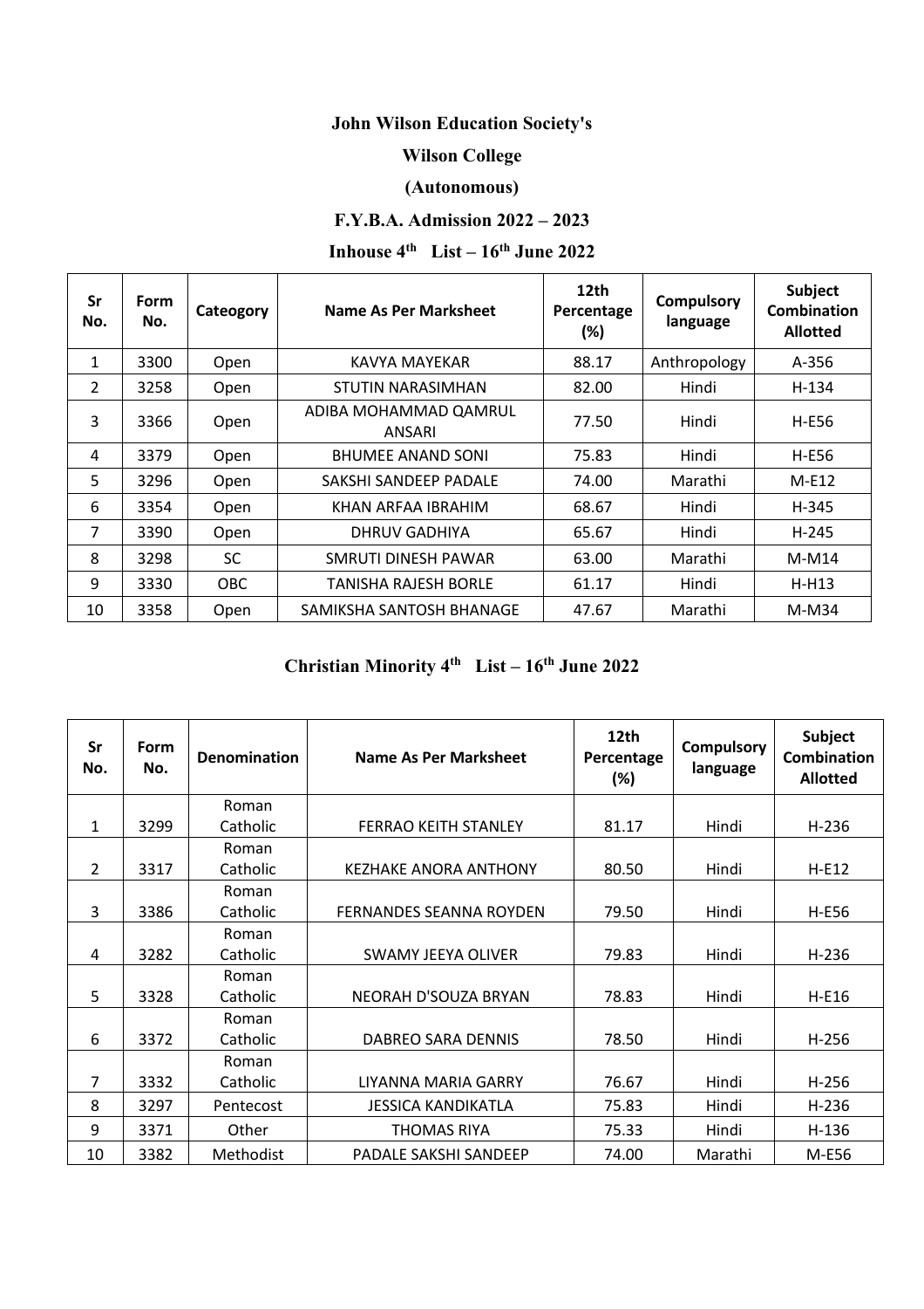**John Wilson Education Society's**

**Wilson College**

**(Autonomous)**

**F.Y.B.A. Admission 2022 – 2023**

**Inhouse 4th List – 16th June 2022**

| Sr No. | Form No. | Cateogory | Name As Per Marksheet | 12th Percentage (%) | Compulsory language | Subject Combination Allotted |
|---|---|---|---|---|---|---|
| 1 | 3300 | Open | KAVYA MAYEKAR | 88.17 | Anthropology | A-356 |
| 2 | 3258 | Open | STUTIN NARASIMHAN | 82.00 | Hindi | H-134 |
| 3 | 3366 | Open | ADIBA MOHAMMAD QAMRUL ANSARI | 77.50 | Hindi | H-E56 |
| 4 | 3379 | Open | BHUMEE ANAND SONI | 75.83 | Hindi | H-E56 |
| 5 | 3296 | Open | SAKSHI SANDEEP PADALE | 74.00 | Marathi | M-E12 |
| 6 | 3354 | Open | KHAN ARFAA IBRAHIM | 68.67 | Hindi | H-345 |
| 7 | 3390 | Open | DHRUV GADHIYA | 65.67 | Hindi | H-245 |
| 8 | 3298 | SC | SMRUTI DINESH PAWAR | 63.00 | Marathi | M-M14 |
| 9 | 3330 | OBC | TANISHA RAJESH BORLE | 61.17 | Hindi | H-H13 |
| 10 | 3358 | Open | SAMIKSHA SANTOSH BHANAGE | 47.67 | Marathi | M-M34 |

**Christian Minority 4th List – 16th June 2022**

| Sr No. | Form No. | Denomination | Name As Per Marksheet | 12th Percentage (%) | Compulsory language | Subject Combination Allotted |
|---|---|---|---|---|---|---|
| 1 | 3299 | Roman Catholic | FERRAO KEITH STANLEY | 81.17 | Hindi | H-236 |
| 2 | 3317 | Roman Catholic | KEZHAKE ANORA ANTHONY | 80.50 | Hindi | H-E12 |
| 3 | 3386 | Roman Catholic | FERNANDES SEANNA ROYDEN | 79.50 | Hindi | H-E56 |
| 4 | 3282 | Roman Catholic | SWAMY JEEYA OLIVER | 79.83 | Hindi | H-236 |
| 5 | 3328 | Roman Catholic | NEORAH D'SOUZA BRYAN | 78.83 | Hindi | H-E16 |
| 6 | 3372 | Roman Catholic | DABREO SARA DENNIS | 78.50 | Hindi | H-256 |
| 7 | 3332 | Roman Catholic | LIYANNA MARIA GARRY | 76.67 | Hindi | H-256 |
| 8 | 3297 | Pentecost | JESSICA KANDIKATLA | 75.83 | Hindi | H-236 |
| 9 | 3371 | Other | THOMAS RIYA | 75.33 | Hindi | H-136 |
| 10 | 3382 | Methodist | PADALE SAKSHI SANDEEP | 74.00 | Marathi | M-E56 |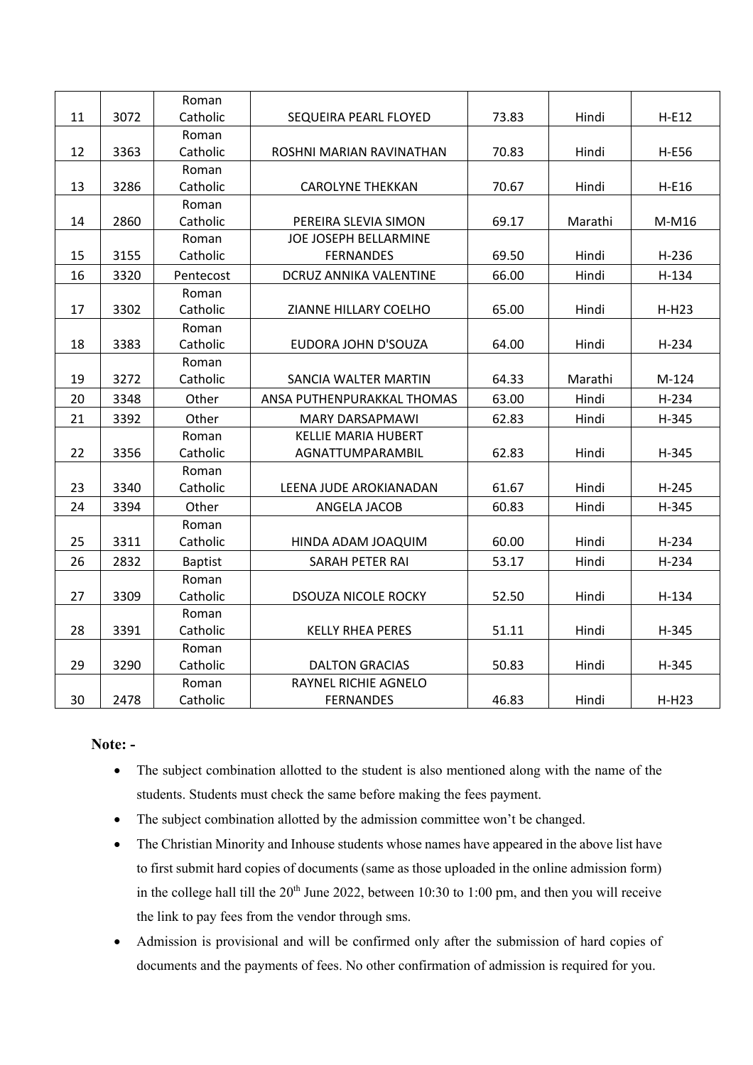| 11 | 3072 | Roman Catholic | SEQUEIRA PEARL FLOYED | 73.83 | Hindi | H-E12 |
|---|---|---|---|---|---|---|
| 12 | 3363 | Roman Catholic | ROSHNI MARIAN RAVINATHAN | 70.83 | Hindi | H-E56 |
| 13 | 3286 | Roman Catholic | CAROLYNE THEKKAN | 70.67 | Hindi | H-E16 |
| 14 | 2860 | Roman Catholic | PEREIRA SLEVIA SIMON | 69.17 | Marathi | M-M16 |
| 15 | 3155 | Roman Catholic | JOE JOSEPH BELLARMINE FERNANDES | 69.50 | Hindi | H-236 |
| 16 | 3320 | Pentecost | DCRUZ ANNIKA VALENTINE | 66.00 | Hindi | H-134 |
| 17 | 3302 | Roman Catholic | ZIANNE HILLARY COELHO | 65.00 | Hindi | H-H23 |
| 18 | 3383 | Roman Catholic | EUDORA JOHN D'SOUZA | 64.00 | Hindi | H-234 |
| 19 | 3272 | Roman Catholic | SANCIA WALTER MARTIN | 64.33 | Marathi | M-124 |
| 20 | 3348 | Other | ANSA PUTHENPURAKKAL THOMAS | 63.00 | Hindi | H-234 |
| 21 | 3392 | Other | MARY DARSAPMAWI | 62.83 | Hindi | H-345 |
| 22 | 3356 | Roman Catholic | KELLIE MARIA HUBERT AGNATTUMPARAMBIL | 62.83 | Hindi | H-345 |
| 23 | 3340 | Roman Catholic | LEENA JUDE AROKIANADAN | 61.67 | Hindi | H-245 |
| 24 | 3394 | Other | ANGELA JACOB | 60.83 | Hindi | H-345 |
| 25 | 3311 | Roman Catholic | HINDA ADAM JOAQUIM | 60.00 | Hindi | H-234 |
| 26 | 2832 | Baptist | SARAH PETER RAI | 53.17 | Hindi | H-234 |
| 27 | 3309 | Roman Catholic | DSOUZA NICOLE ROCKY | 52.50 | Hindi | H-134 |
| 28 | 3391 | Roman Catholic | KELLY RHEA PERES | 51.11 | Hindi | H-345 |
| 29 | 3290 | Roman Catholic | DALTON GRACIAS | 50.83 | Hindi | H-345 |
| 30 | 2478 | Roman Catholic | RAYNEL RICHIE AGNELO FERNANDES | 46.83 | Hindi | H-H23 |

**Note: -**

- The subject combination allotted to the student is also mentioned along with the name of the students. Students must check the same before making the fees payment.
- The subject combination allotted by the admission committee won't be changed.
- The Christian Minority and Inhouse students whose names have appeared in the above list have to first submit hard copies of documents (same as those uploaded in the online admission form) in the college hall till the 20th June 2022, between 10:30 to 1:00 pm, and then you will receive the link to pay fees from the vendor through sms.
- Admission is provisional and will be confirmed only after the submission of hard copies of documents and the payments of fees. No other confirmation of admission is required for you.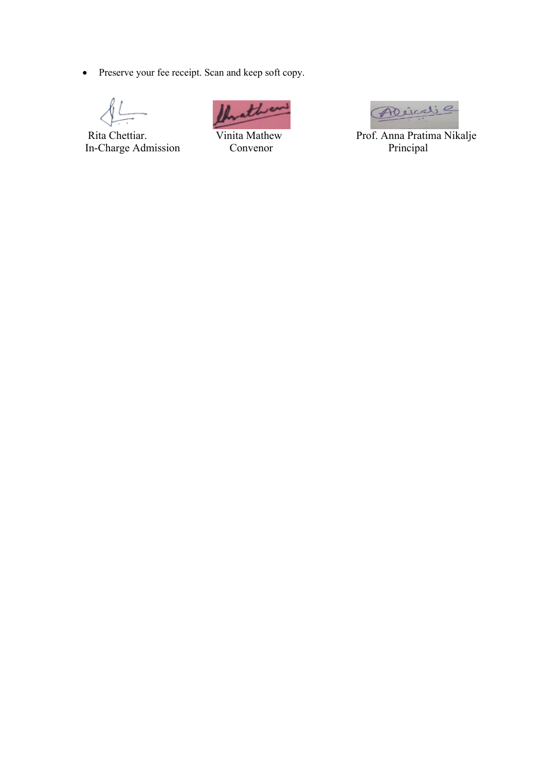- Preserve your fee receipt. Scan and keep soft copy.

| | | |
|---|---|---|
| Rita Chettiar. | Vinita Mathew | Prof. Anna Pratima Nikalje |
| In-Charge Admission | Convenor | Principal |